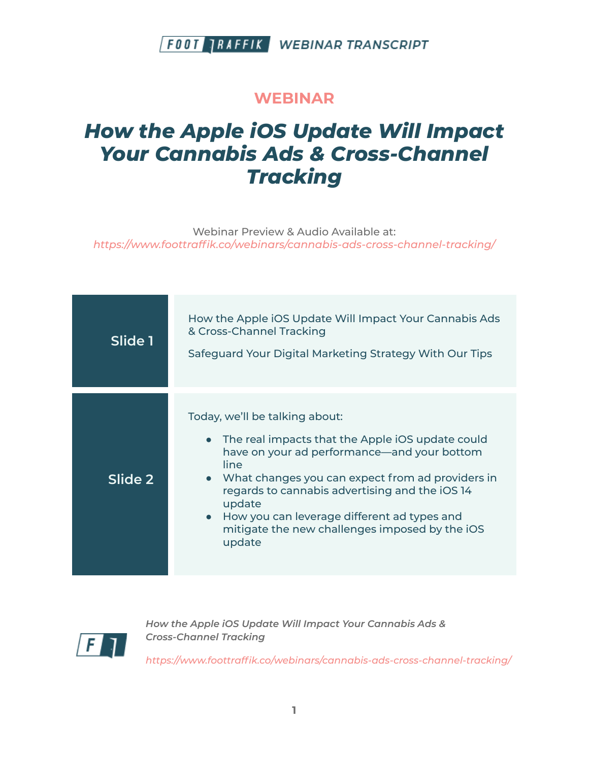**WEBINAR**

# *How the Apple iOS Update Will Impact Your Cannabis Ads & Cross-Channel Tracking*

Webinar Preview & Audio Available at:
*https://www.foottraffik.co/webinars/cannabis-ads-cross-channel-tracking/*

| | |
|---|---|
| Slide 1 | How the Apple iOS Update Will Impact Your Cannabis Ads & Cross-Channel Tracking<br><br>Safeguard Your Digital Marketing Strategy With Our Tips |
| Slide 2 | Today, we'll be talking about:<br><br>• The real impacts that the Apple iOS update could have on your ad performance—and your bottom line<br>• What changes you can expect from ad providers in regards to cannabis advertising and the iOS 14 update<br>• How you can leverage different ad types and mitigate the new challenges imposed by the iOS update |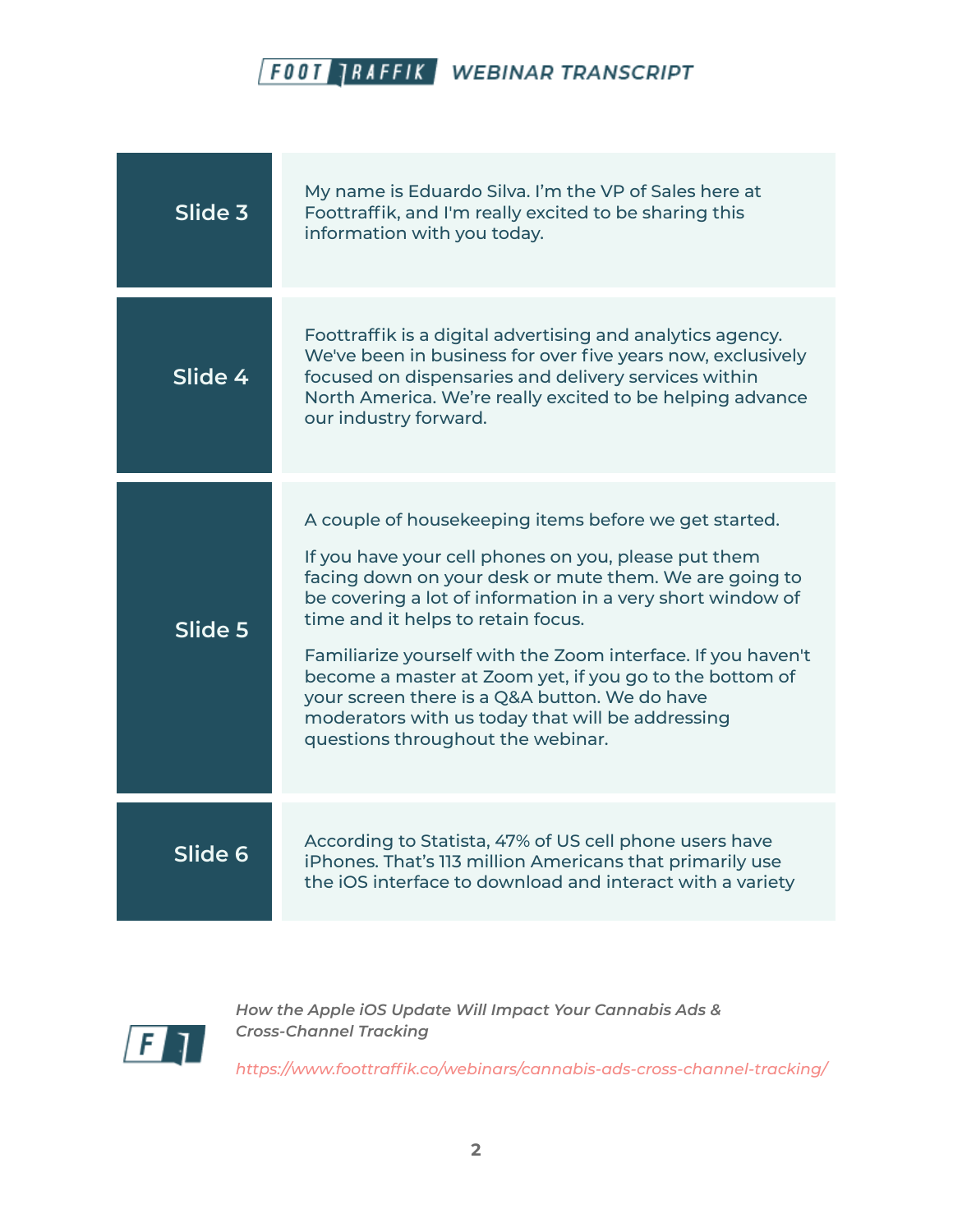| Slide | Transcript |
| --- | --- |
| Slide 3 | My name is Eduardo Silva. I’m the VP of Sales here at Foottraffik, and I'm really excited to be sharing this information with you today. |
| Slide 4 | Foottraffik is a digital advertising and analytics agency. We've been in business for over five years now, exclusively focused on dispensaries and delivery services within North America. We’re really excited to be helping advance our industry forward. |
| Slide 5 | A couple of housekeeping items before we get started.<br><br>If you have your cell phones on you, please put them facing down on your desk or mute them. We are going to be covering a lot of information in a very short window of time and it helps to retain focus.<br><br>Familiarize yourself with the Zoom interface. If you haven't become a master at Zoom yet, if you go to the bottom of your screen there is a Q&A button. We do have moderators with us today that will be addressing questions throughout the webinar. |
| Slide 6 | According to Statista, 47% of US cell phone users have iPhones. That’s 113 million Americans that primarily use the iOS interface to download and interact with a variety |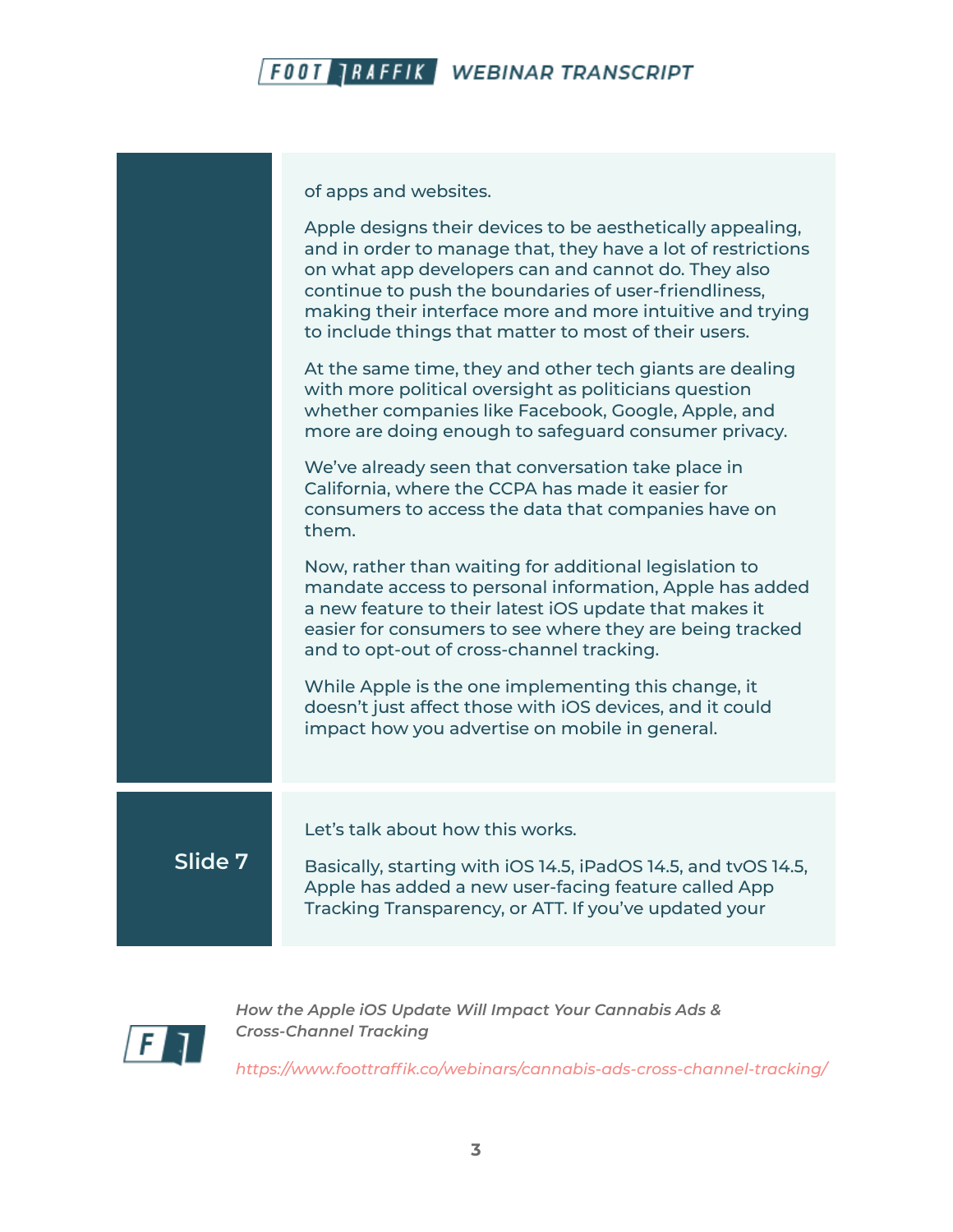of apps and websites.

Apple designs their devices to be aesthetically appealing, and in order to manage that, they have a lot of restrictions on what app developers can and cannot do. They also continue to push the boundaries of user-friendliness, making their interface more and more intuitive and trying to include things that matter to most of their users.

At the same time, they and other tech giants are dealing with more political oversight as politicians question whether companies like Facebook, Google, Apple, and more are doing enough to safeguard consumer privacy.

We've already seen that conversation take place in California, where the CCPA has made it easier for consumers to access the data that companies have on them.

Now, rather than waiting for additional legislation to mandate access to personal information, Apple has added a new feature to their latest iOS update that makes it easier for consumers to see where they are being tracked and to opt-out of cross-channel tracking.

While Apple is the one implementing this change, it doesn't just affect those with iOS devices, and it could impact how you advertise on mobile in general.

**Slide 7**

Let's talk about how this works.

Basically, starting with iOS 14.5, iPadOS 14.5, and tvOS 14.5, Apple has added a new user-facing feature called App Tracking Transparency, or ATT. If you've updated your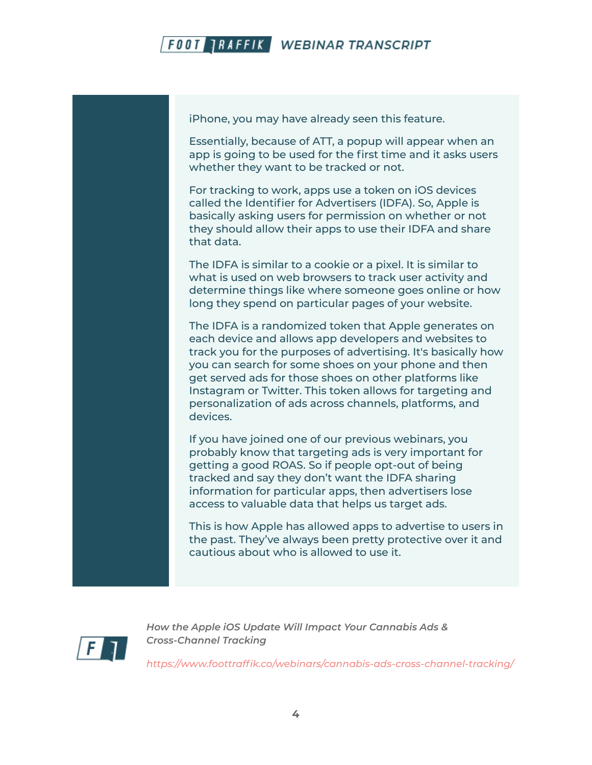iPhone, you may have already seen this feature.

Essentially, because of ATT, a popup will appear when an app is going to be used for the first time and it asks users whether they want to be tracked or not.

For tracking to work, apps use a token on iOS devices called the Identifier for Advertisers (IDFA). So, Apple is basically asking users for permission on whether or not they should allow their apps to use their IDFA and share that data.

The IDFA is similar to a cookie or a pixel. It is similar to what is used on web browsers to track user activity and determine things like where someone goes online or how long they spend on particular pages of your website.

The IDFA is a randomized token that Apple generates on each device and allows app developers and websites to track you for the purposes of advertising. It's basically how you can search for some shoes on your phone and then get served ads for those shoes on other platforms like Instagram or Twitter. This token allows for targeting and personalization of ads across channels, platforms, and devices.

If you have joined one of our previous webinars, you probably know that targeting ads is very important for getting a good ROAS. So if people opt-out of being tracked and say they don't want the IDFA sharing information for particular apps, then advertisers lose access to valuable data that helps us target ads.

This is how Apple has allowed apps to advertise to users in the past. They've always been pretty protective over it and cautious about who is allowed to use it.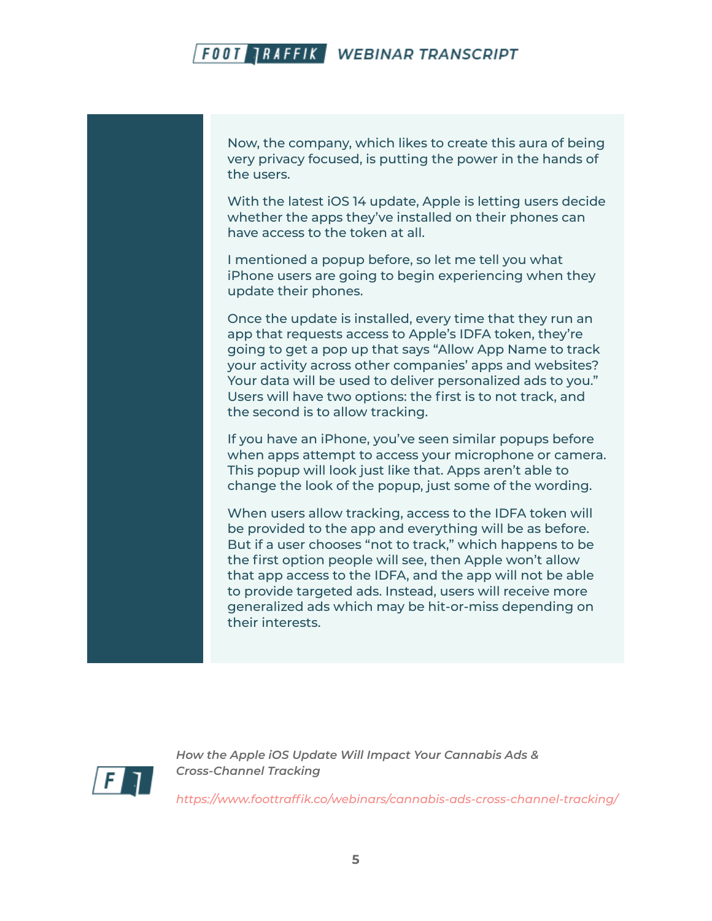Now, the company, which likes to create this aura of being very privacy focused, is putting the power in the hands of the users.

With the latest iOS 14 update, Apple is letting users decide whether the apps they've installed on their phones can have access to the token at all.

I mentioned a popup before, so let me tell you what iPhone users are going to begin experiencing when they update their phones.

Once the update is installed, every time that they run an app that requests access to Apple's IDFA token, they're going to get a pop up that says "Allow App Name to track your activity across other companies' apps and websites? Your data will be used to deliver personalized ads to you." Users will have two options: the first is to not track, and the second is to allow tracking.

If you have an iPhone, you've seen similar popups before when apps attempt to access your microphone or camera. This popup will look just like that. Apps aren't able to change the look of the popup, just some of the wording.

When users allow tracking, access to the IDFA token will be provided to the app and everything will be as before. But if a user chooses "not to track," which happens to be the first option people will see, then Apple won't allow that app access to the IDFA, and the app will not be able to provide targeted ads. Instead, users will receive more generalized ads which may be hit-or-miss depending on their interests.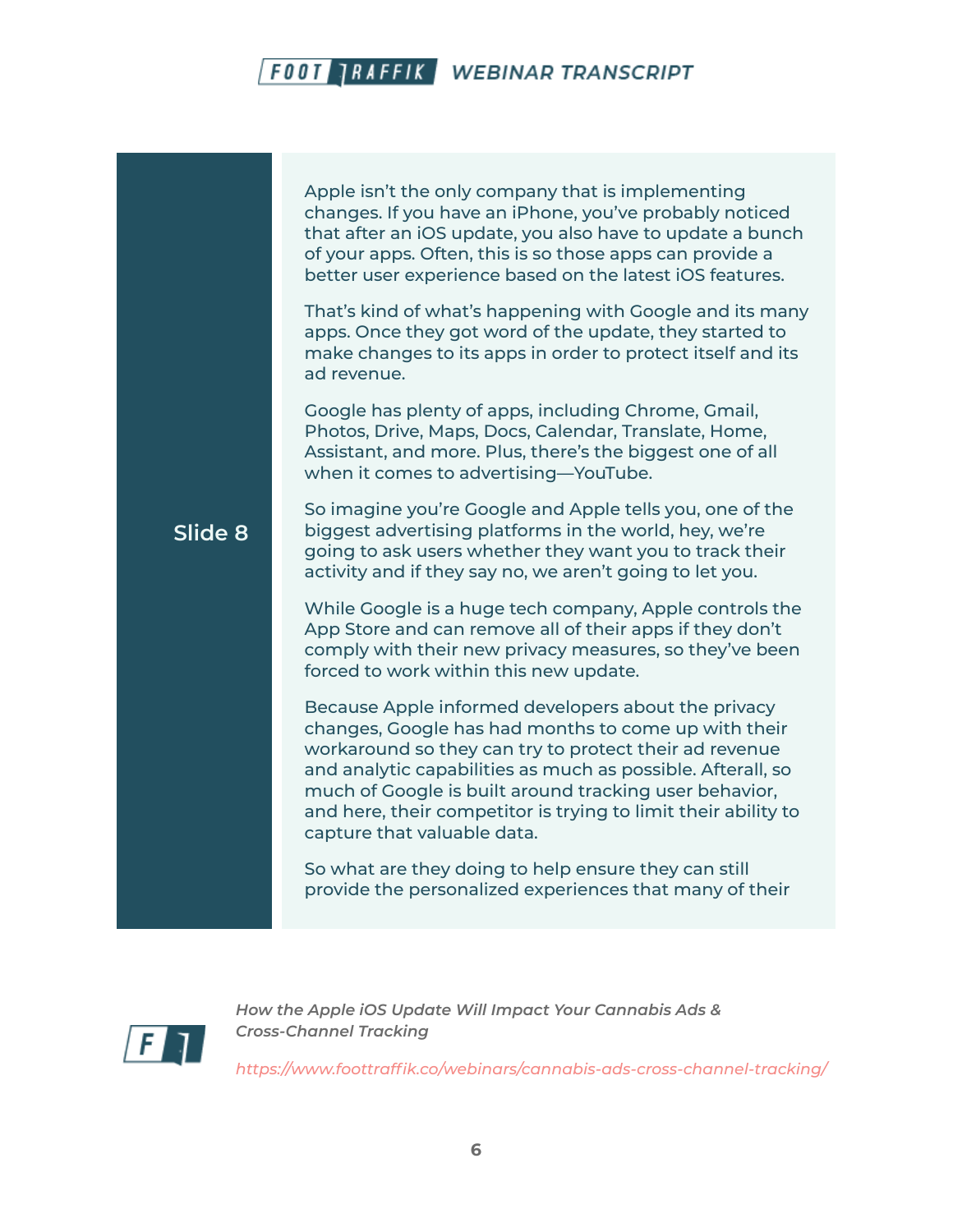**Slide 8**

Apple isn't the only company that is implementing changes. If you have an iPhone, you've probably noticed that after an iOS update, you also have to update a bunch of your apps. Often, this is so those apps can provide a better user experience based on the latest iOS features.

That's kind of what's happening with Google and its many apps. Once they got word of the update, they started to make changes to its apps in order to protect itself and its ad revenue.

Google has plenty of apps, including Chrome, Gmail, Photos, Drive, Maps, Docs, Calendar, Translate, Home, Assistant, and more. Plus, there's the biggest one of all when it comes to advertising—YouTube.

So imagine you're Google and Apple tells you, one of the biggest advertising platforms in the world, hey, we're going to ask users whether they want you to track their activity and if they say no, we aren't going to let you.

While Google is a huge tech company, Apple controls the App Store and can remove all of their apps if they don't comply with their new privacy measures, so they've been forced to work within this new update.

Because Apple informed developers about the privacy changes, Google has had months to come up with their workaround so they can try to protect their ad revenue and analytic capabilities as much as possible. Afterall, so much of Google is built around tracking user behavior, and here, their competitor is trying to limit their ability to capture that valuable data.

So what are they doing to help ensure they can still provide the personalized experiences that many of their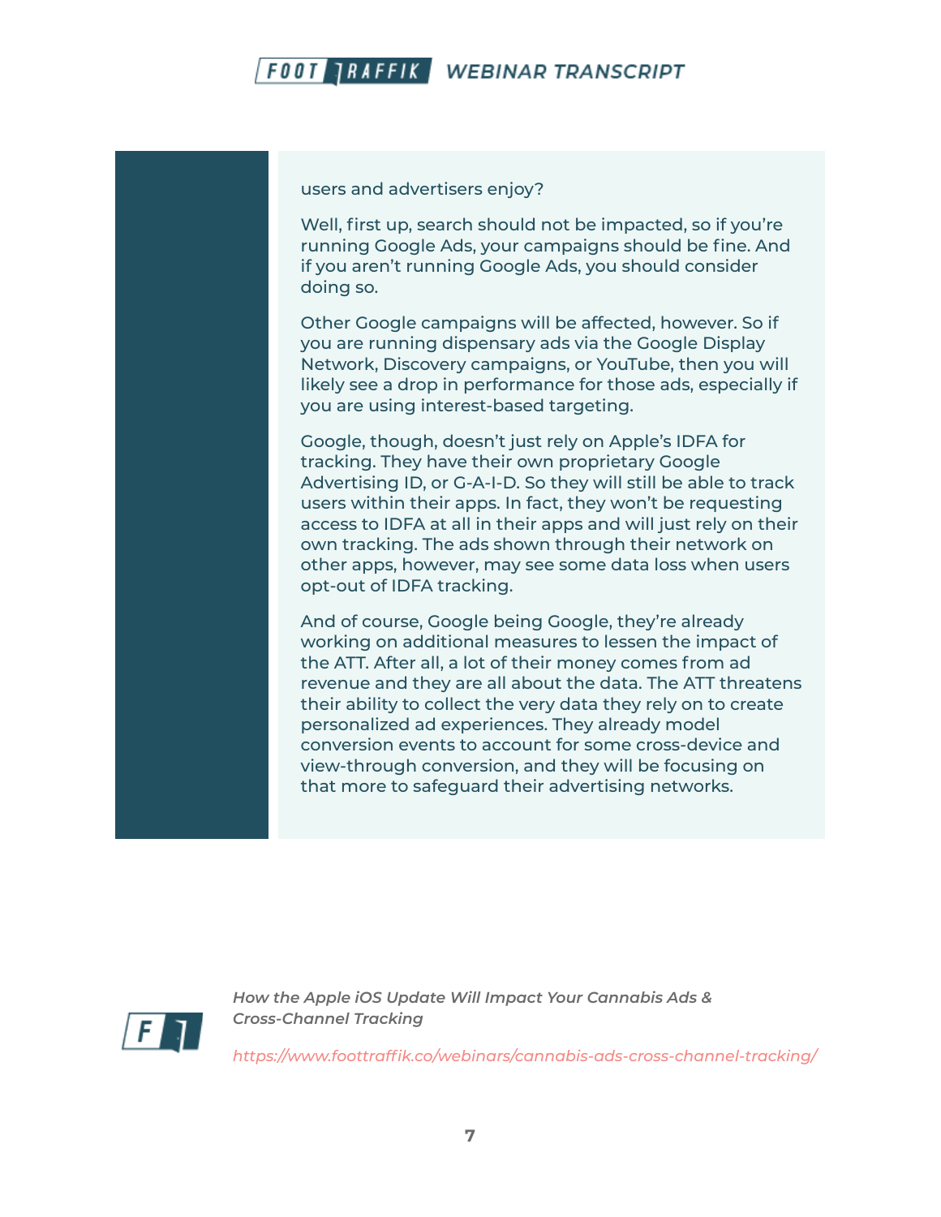users and advertisers enjoy?

Well, first up, search should not be impacted, so if you're running Google Ads, your campaigns should be fine. And if you aren't running Google Ads, you should consider doing so.

Other Google campaigns will be affected, however. So if you are running dispensary ads via the Google Display Network, Discovery campaigns, or YouTube, then you will likely see a drop in performance for those ads, especially if you are using interest-based targeting.

Google, though, doesn't just rely on Apple's IDFA for tracking. They have their own proprietary Google Advertising ID, or G-A-I-D. So they will still be able to track users within their apps. In fact, they won't be requesting access to IDFA at all in their apps and will just rely on their own tracking. The ads shown through their network on other apps, however, may see some data loss when users opt-out of IDFA tracking.

And of course, Google being Google, they're already working on additional measures to lessen the impact of the ATT. After all, a lot of their money comes from ad revenue and they are all about the data. The ATT threatens their ability to collect the very data they rely on to create personalized ad experiences. They already model conversion events to account for some cross-device and view-through conversion, and they will be focusing on that more to safeguard their advertising networks.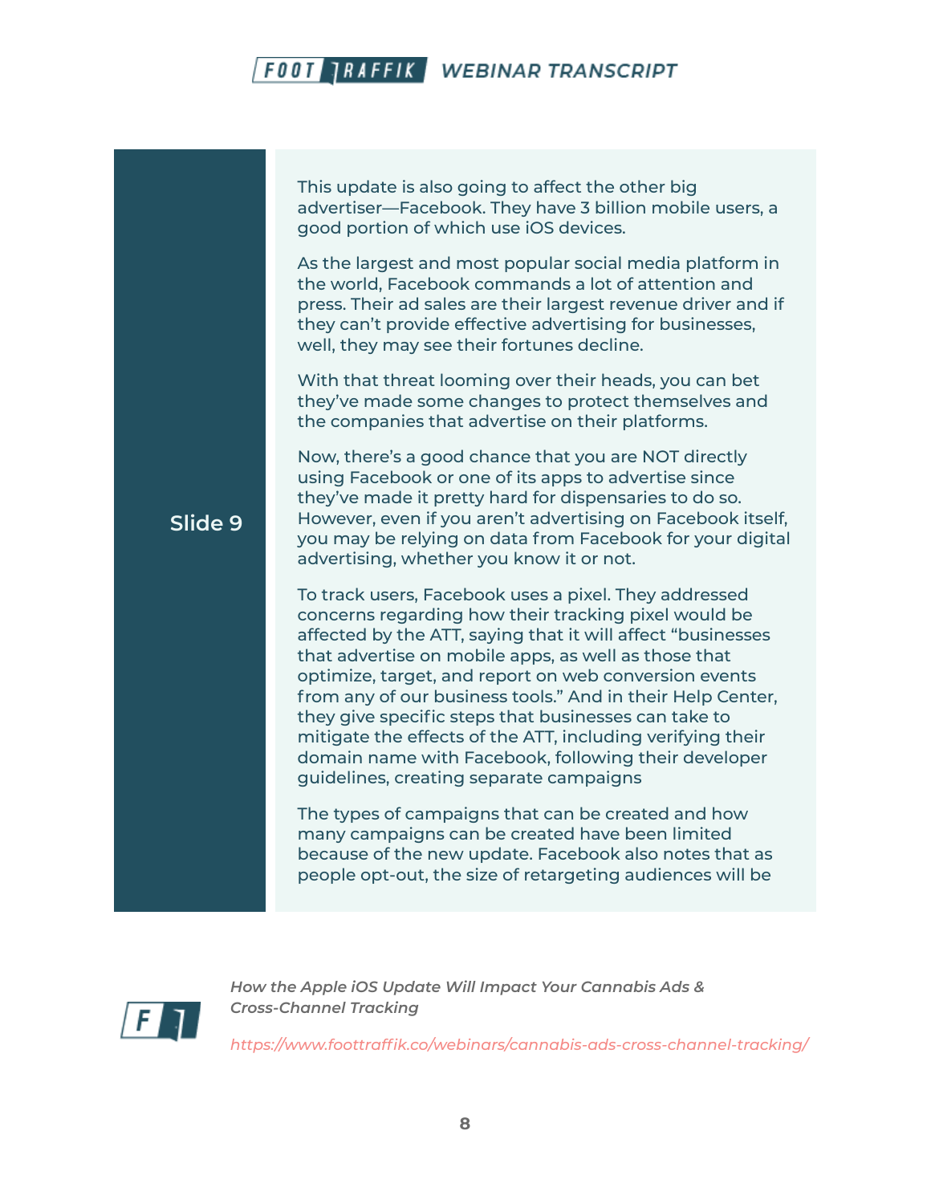**Slide 9**

This update is also going to affect the other big advertiser—Facebook. They have 3 billion mobile users, a good portion of which use iOS devices.

As the largest and most popular social media platform in the world, Facebook commands a lot of attention and press. Their ad sales are their largest revenue driver and if they can't provide effective advertising for businesses, well, they may see their fortunes decline.

With that threat looming over their heads, you can bet they've made some changes to protect themselves and the companies that advertise on their platforms.

Now, there's a good chance that you are NOT directly using Facebook or one of its apps to advertise since they've made it pretty hard for dispensaries to do so. However, even if you aren't advertising on Facebook itself, you may be relying on data from Facebook for your digital advertising, whether you know it or not.

To track users, Facebook uses a pixel. They addressed concerns regarding how their tracking pixel would be affected by the ATT, saying that it will affect "businesses that advertise on mobile apps, as well as those that optimize, target, and report on web conversion events from any of our business tools." And in their Help Center, they give specific steps that businesses can take to mitigate the effects of the ATT, including verifying their domain name with Facebook, following their developer guidelines, creating separate campaigns

The types of campaigns that can be created and how many campaigns can be created have been limited because of the new update. Facebook also notes that as people opt-out, the size of retargeting audiences will be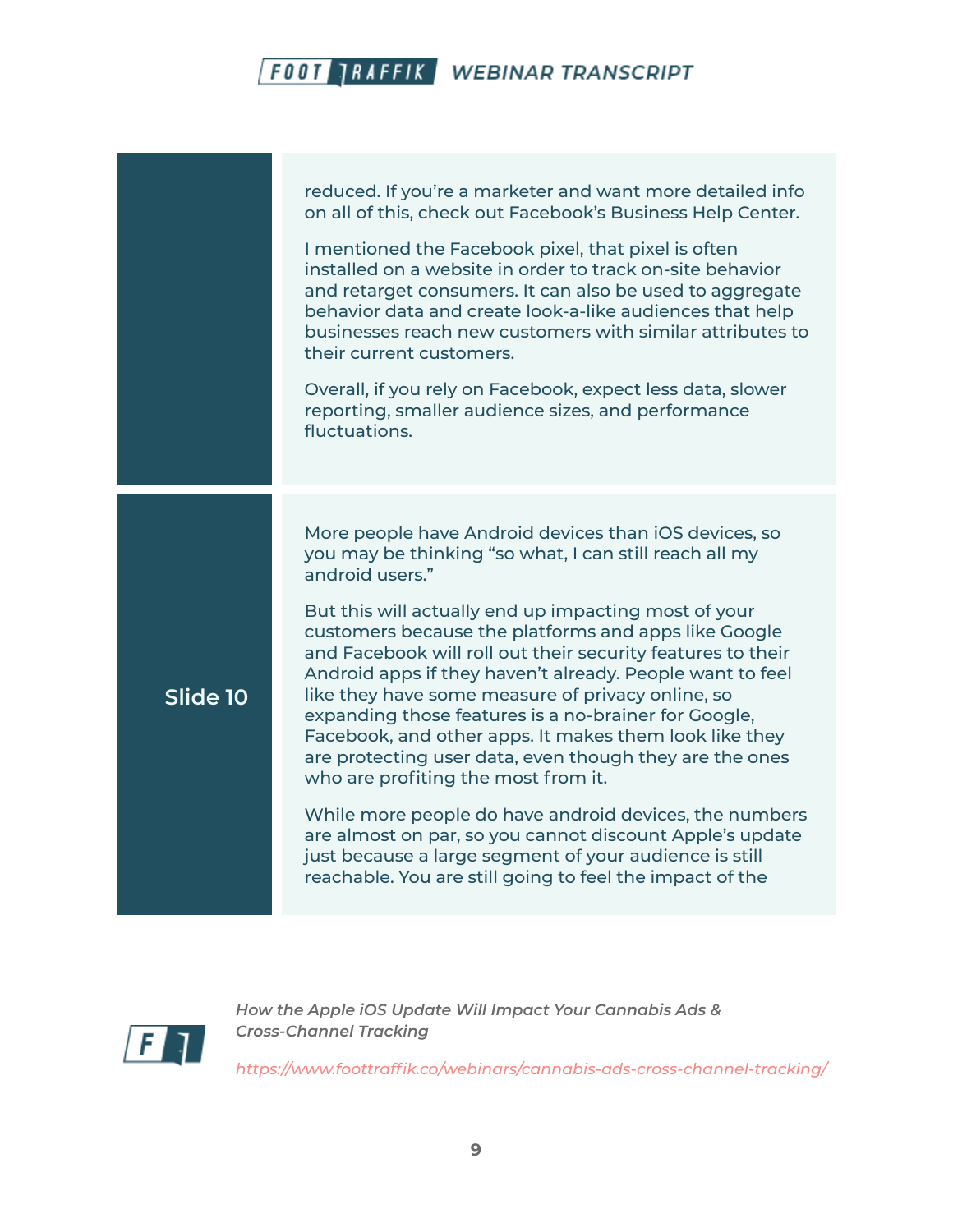reduced. If you're a marketer and want more detailed info on all of this, check out Facebook's Business Help Center.

I mentioned the Facebook pixel, that pixel is often installed on a website in order to track on-site behavior and retarget consumers. It can also be used to aggregate behavior data and create look-a-like audiences that help businesses reach new customers with similar attributes to their current customers.

Overall, if you rely on Facebook, expect less data, slower reporting, smaller audience sizes, and performance fluctuations.

**Slide 10**

More people have Android devices than iOS devices, so you may be thinking "so what, I can still reach all my android users."

But this will actually end up impacting most of your customers because the platforms and apps like Google and Facebook will roll out their security features to their Android apps if they haven't already. People want to feel like they have some measure of privacy online, so expanding those features is a no-brainer for Google, Facebook, and other apps. It makes them look like they are protecting user data, even though they are the ones who are profiting the most from it.

While more people do have android devices, the numbers are almost on par, so you cannot discount Apple's update just because a large segment of your audience is still reachable. You are still going to feel the impact of the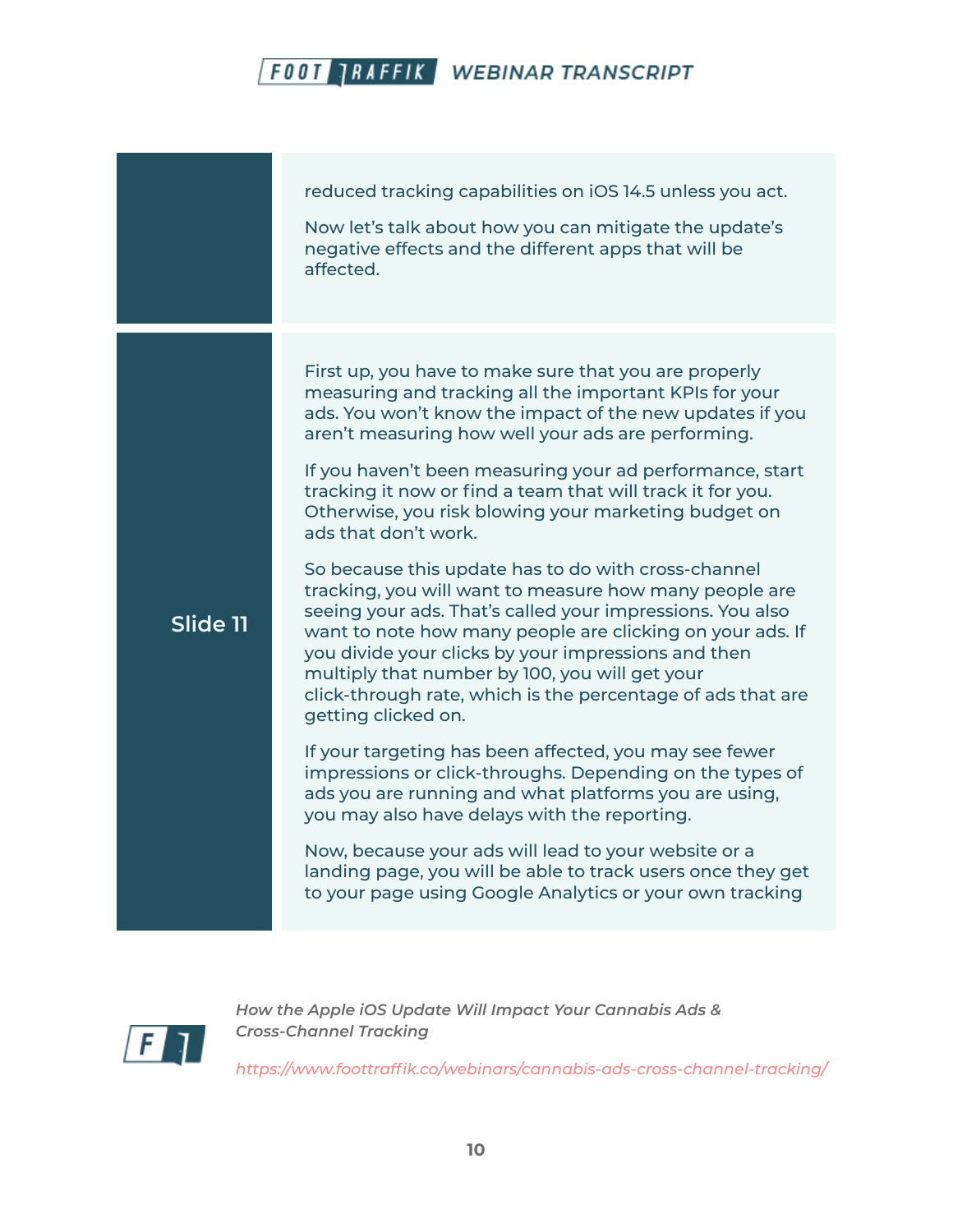reduced tracking capabilities on iOS 14.5 unless you act.

Now let's talk about how you can mitigate the update's negative effects and the different apps that will be affected.

**Slide 11**

First up, you have to make sure that you are properly measuring and tracking all the important KPIs for your ads. You won't know the impact of the new updates if you aren't measuring how well your ads are performing.

If you haven't been measuring your ad performance, start tracking it now or find a team that will track it for you. Otherwise, you risk blowing your marketing budget on ads that don't work.

So because this update has to do with cross-channel tracking, you will want to measure how many people are seeing your ads. That's called your impressions. You also want to note how many people are clicking on your ads. If you divide your clicks by your impressions and then multiply that number by 100, you will get your click-through rate, which is the percentage of ads that are getting clicked on.

If your targeting has been affected, you may see fewer impressions or click-throughs. Depending on the types of ads you are running and what platforms you are using, you may also have delays with the reporting.

Now, because your ads will lead to your website or a landing page, you will be able to track users once they get to your page using Google Analytics or your own tracking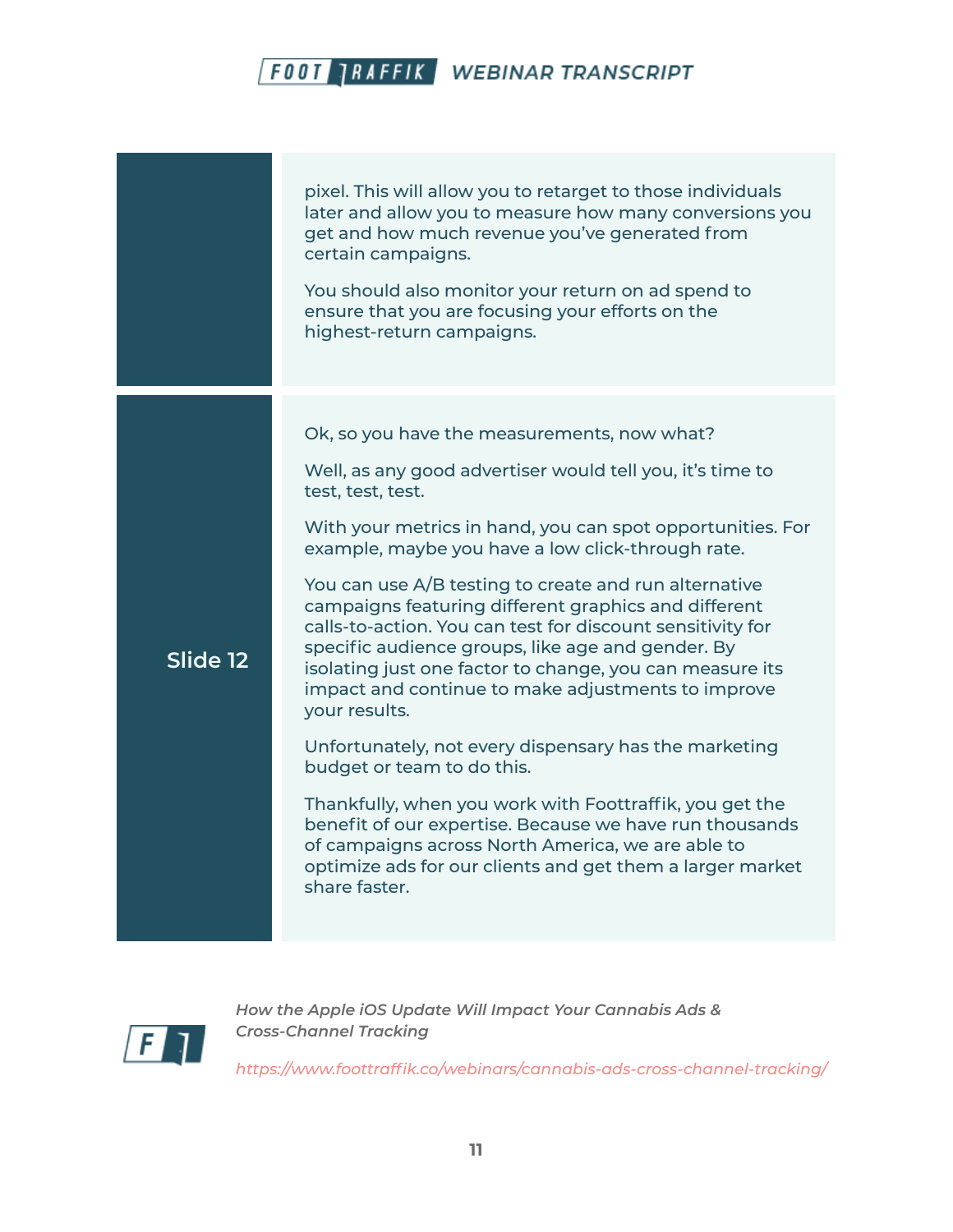| | |
|---|---|
| | pixel. This will allow you to retarget to those individuals later and allow you to measure how many conversions you get and how much revenue you've generated from certain campaigns.<br><br>You should also monitor your return on ad spend to ensure that you are focusing your efforts on the highest-return campaigns. |
| **Slide 12** | Ok, so you have the measurements, now what?<br><br>Well, as any good advertiser would tell you, it's time to test, test, test.<br><br>With your metrics in hand, you can spot opportunities. For example, maybe you have a low click-through rate.<br><br>You can use A/B testing to create and run alternative campaigns featuring different graphics and different calls-to-action. You can test for discount sensitivity for specific audience groups, like age and gender. By isolating just one factor to change, you can measure its impact and continue to make adjustments to improve your results.<br><br>Unfortunately, not every dispensary has the marketing budget or team to do this.<br><br>Thankfully, when you work with Foottraffik, you get the benefit of our expertise. Because we have run thousands of campaigns across North America, we are able to optimize ads for our clients and get them a larger market share faster. |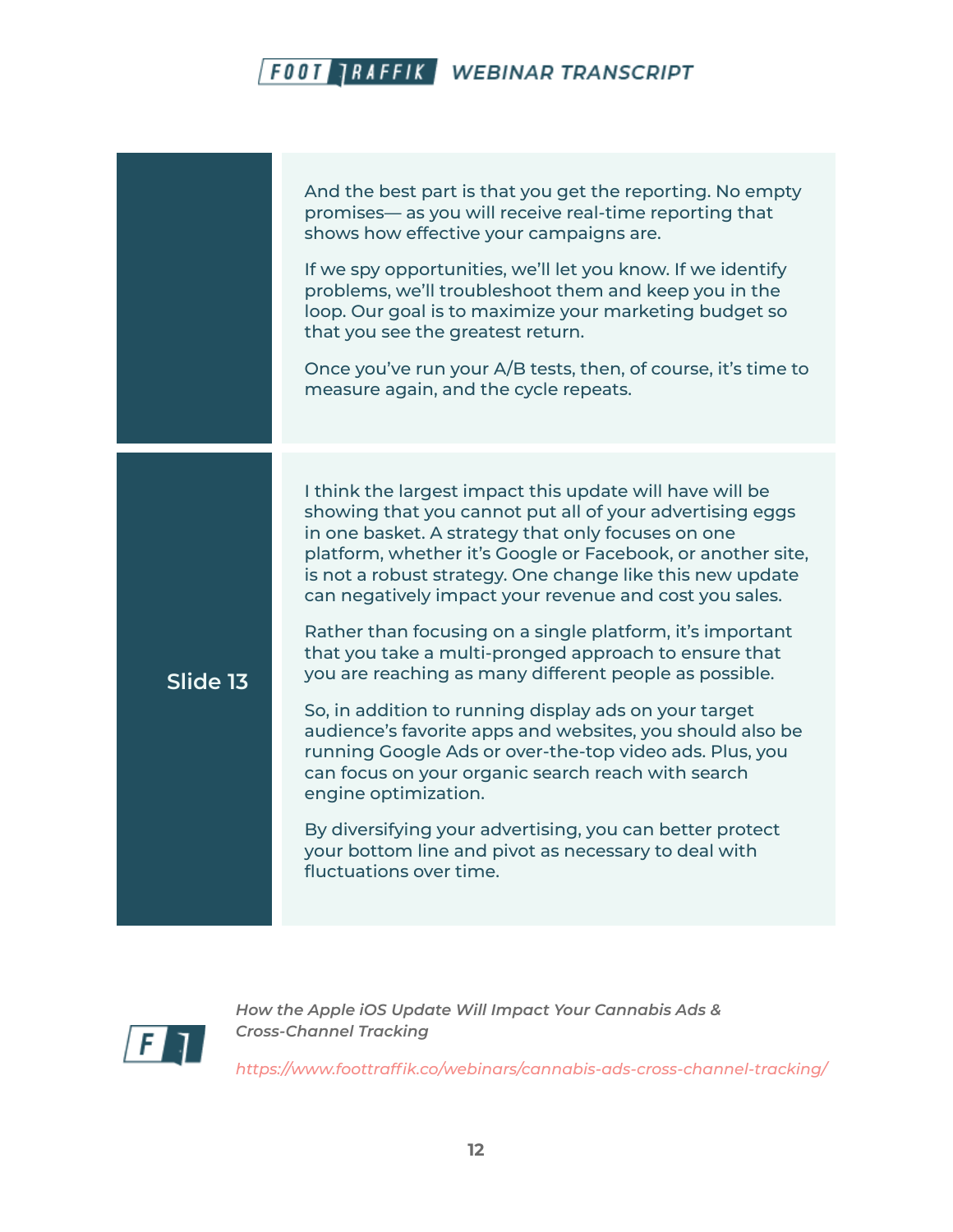And the best part is that you get the reporting. No empty promises— as you will receive real-time reporting that shows how effective your campaigns are.

If we spy opportunities, we'll let you know. If we identify problems, we'll troubleshoot them and keep you in the loop. Our goal is to maximize your marketing budget so that you see the greatest return.

Once you've run your A/B tests, then, of course, it's time to measure again, and the cycle repeats.

## Slide 13

I think the largest impact this update will have will be showing that you cannot put all of your advertising eggs in one basket. A strategy that only focuses on one platform, whether it's Google or Facebook, or another site, is not a robust strategy. One change like this new update can negatively impact your revenue and cost you sales.

Rather than focusing on a single platform, it's important that you take a multi-pronged approach to ensure that you are reaching as many different people as possible.

So, in addition to running display ads on your target audience's favorite apps and websites, you should also be running Google Ads or over-the-top video ads. Plus, you can focus on your organic search reach with search engine optimization.

By diversifying your advertising, you can better protect your bottom line and pivot as necessary to deal with fluctuations over time.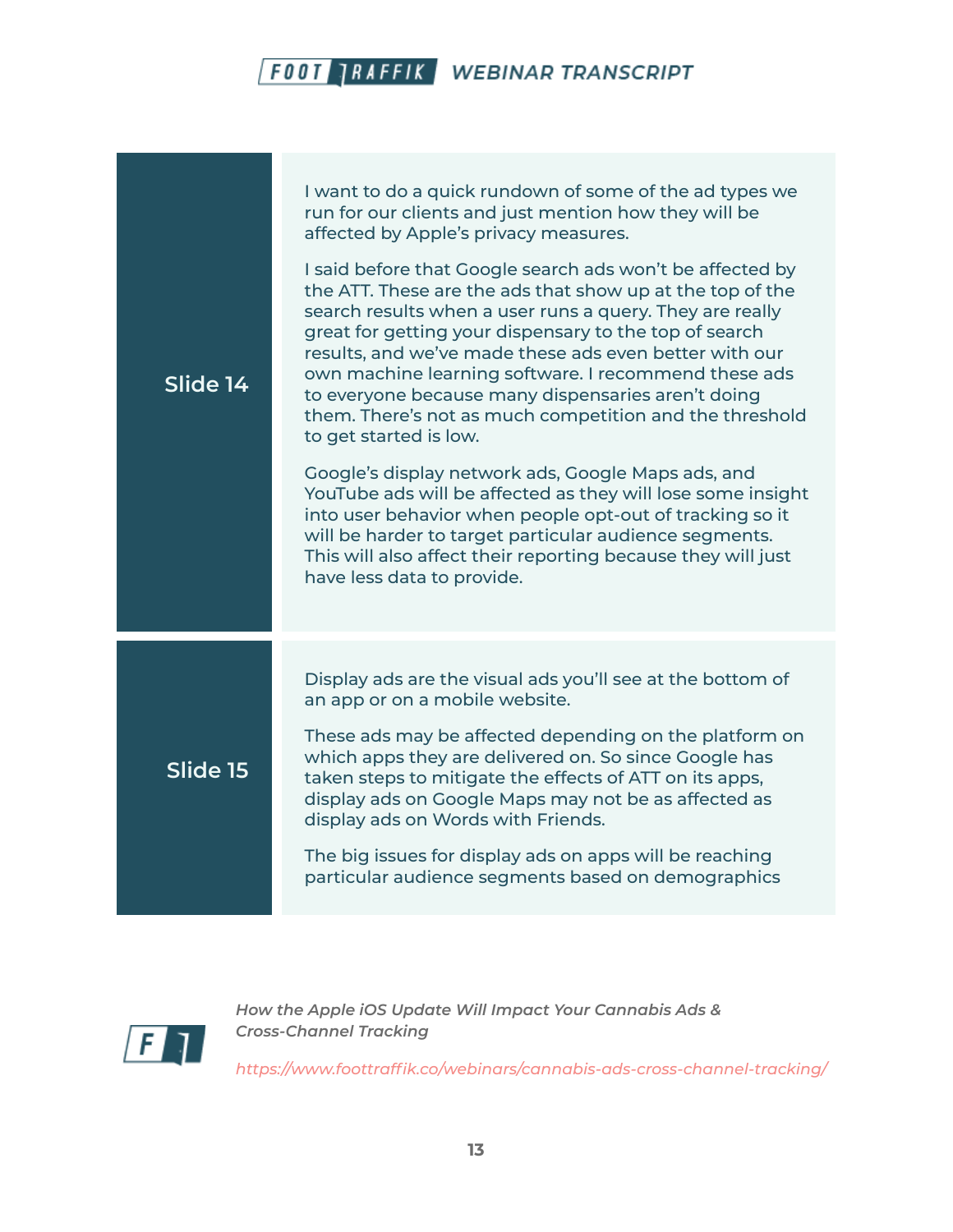| | |
|---|---|
| **Slide 14** | I want to do a quick rundown of some of the ad types we run for our clients and just mention how they will be affected by Apple's privacy measures.<br><br>I said before that Google search ads won't be affected by the ATT. These are the ads that show up at the top of the search results when a user runs a query. They are really great for getting your dispensary to the top of search results, and we've made these ads even better with our own machine learning software. I recommend these ads to everyone because many dispensaries aren't doing them. There's not as much competition and the threshold to get started is low.<br><br>Google's display network ads, Google Maps ads, and YouTube ads will be affected as they will lose some insight into user behavior when people opt-out of tracking so it will be harder to target particular audience segments. This will also affect their reporting because they will just have less data to provide. |
| **Slide 15** | Display ads are the visual ads you'll see at the bottom of an app or on a mobile website.<br><br>These ads may be affected depending on the platform on which apps they are delivered on. So since Google has taken steps to mitigate the effects of ATT on its apps, display ads on Google Maps may not be as affected as display ads on Words with Friends.<br><br>The big issues for display ads on apps will be reaching particular audience segments based on demographics |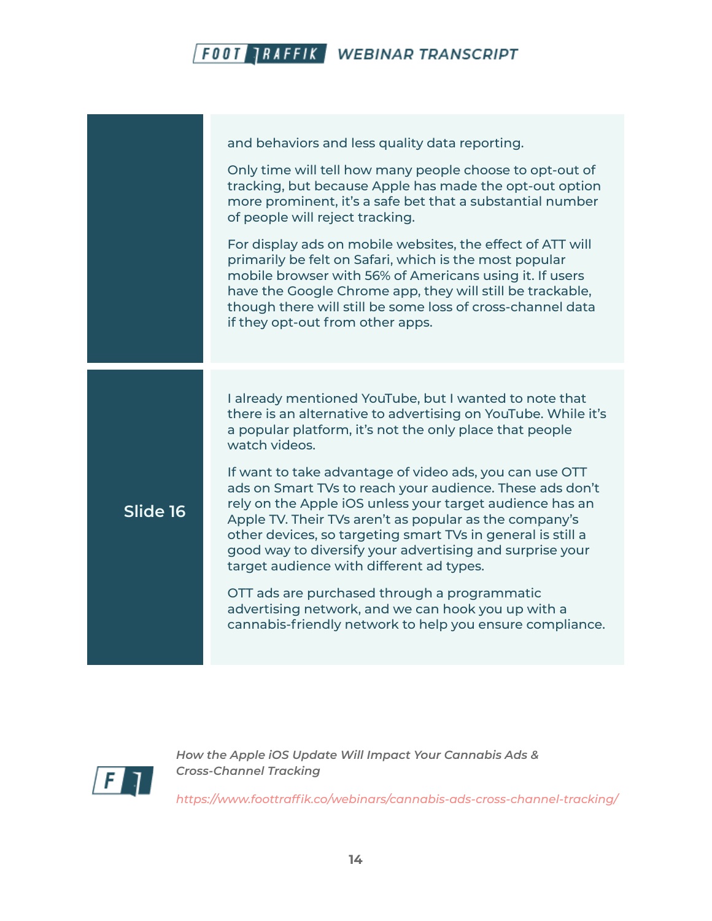and behaviors and less quality data reporting.

Only time will tell how many people choose to opt-out of tracking, but because Apple has made the opt-out option more prominent, it's a safe bet that a substantial number of people will reject tracking.

For display ads on mobile websites, the effect of ATT will primarily be felt on Safari, which is the most popular mobile browser with 56% of Americans using it. If users have the Google Chrome app, they will still be trackable, though there will still be some loss of cross-channel data if they opt-out from other apps.

## Slide 16

I already mentioned YouTube, but I wanted to note that there is an alternative to advertising on YouTube. While it's a popular platform, it's not the only place that people watch videos.

If want to take advantage of video ads, you can use OTT ads on Smart TVs to reach your audience. These ads don't rely on the Apple iOS unless your target audience has an Apple TV. Their TVs aren't as popular as the company's other devices, so targeting smart TVs in general is still a good way to diversify your advertising and surprise your target audience with different ad types.

OTT ads are purchased through a programmatic advertising network, and we can hook you up with a cannabis-friendly network to help you ensure compliance.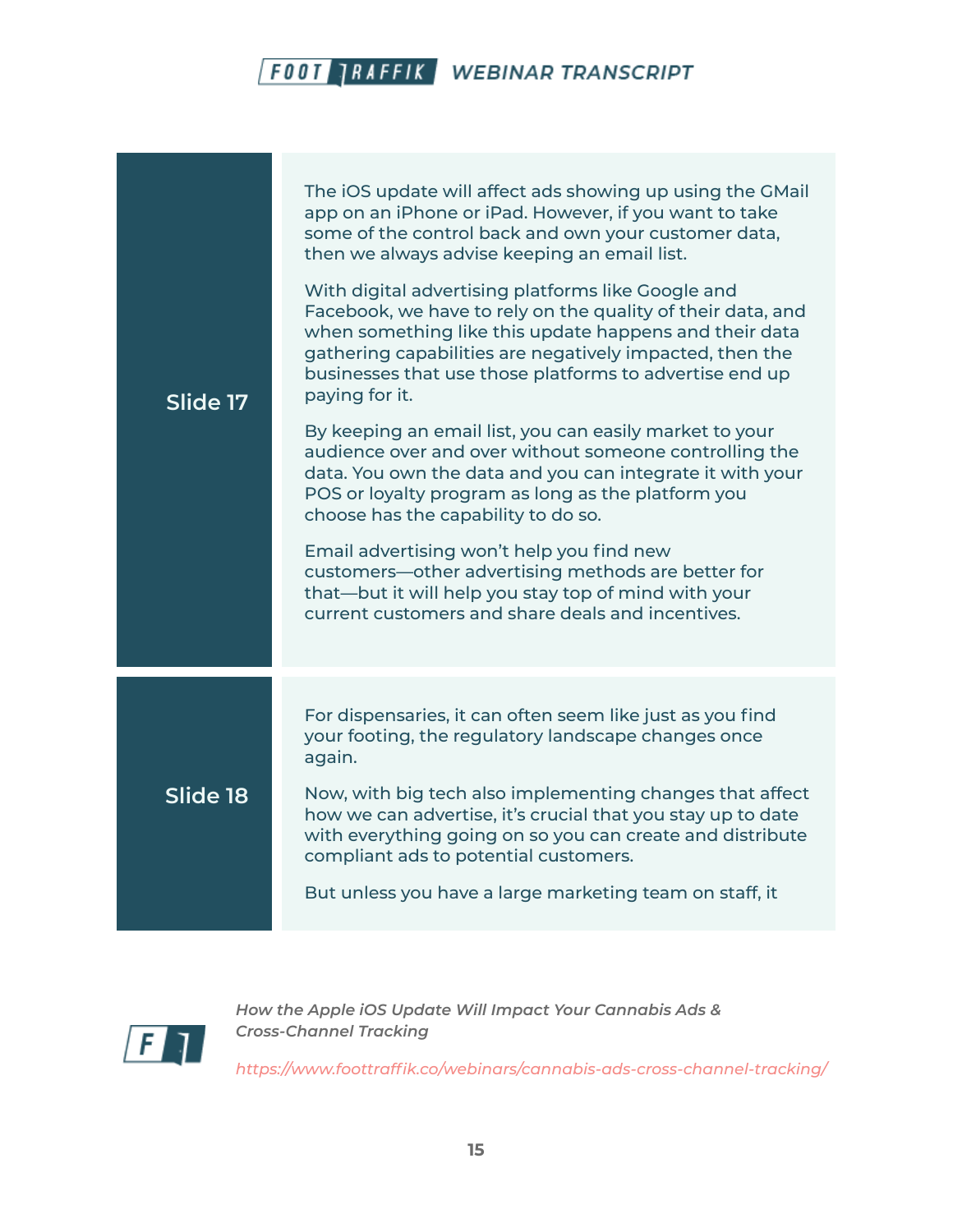## Slide 17

The iOS update will affect ads showing up using the GMail app on an iPhone or iPad. However, if you want to take some of the control back and own your customer data, then we always advise keeping an email list.

With digital advertising platforms like Google and Facebook, we have to rely on the quality of their data, and when something like this update happens and their data gathering capabilities are negatively impacted, then the businesses that use those platforms to advertise end up paying for it.

By keeping an email list, you can easily market to your audience over and over without someone controlling the data. You own the data and you can integrate it with your POS or loyalty program as long as the platform you choose has the capability to do so.

Email advertising won't help you find new customers—other advertising methods are better for that—but it will help you stay top of mind with your current customers and share deals and incentives.

## Slide 18

For dispensaries, it can often seem like just as you find your footing, the regulatory landscape changes once again.

Now, with big tech also implementing changes that affect how we can advertise, it's crucial that you stay up to date with everything going on so you can create and distribute compliant ads to potential customers.

But unless you have a large marketing team on staff, it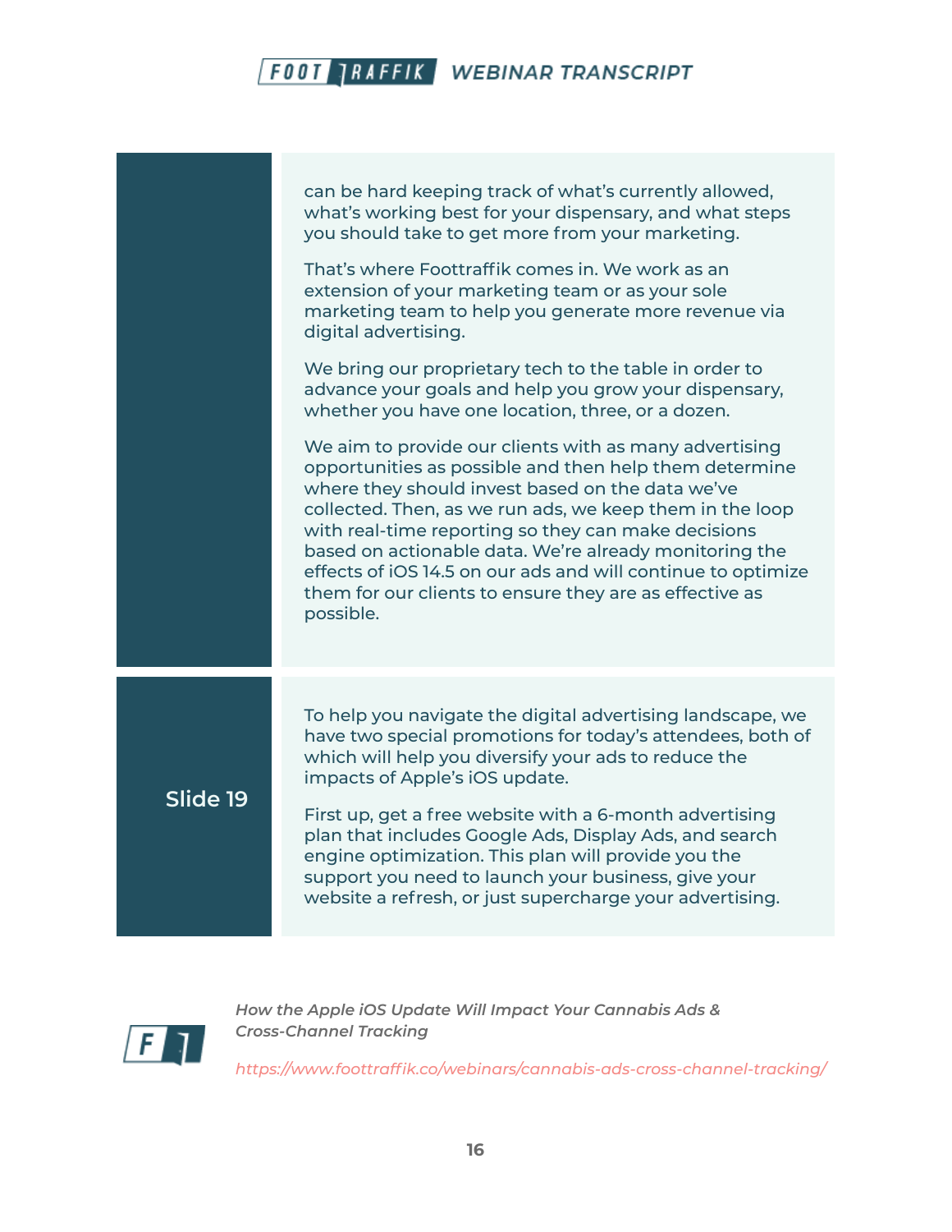can be hard keeping track of what's currently allowed, what's working best for your dispensary, and what steps you should take to get more from your marketing.

That's where Foottraffik comes in. We work as an extension of your marketing team or as your sole marketing team to help you generate more revenue via digital advertising.

We bring our proprietary tech to the table in order to advance your goals and help you grow your dispensary, whether you have one location, three, or a dozen.

We aim to provide our clients with as many advertising opportunities as possible and then help them determine where they should invest based on the data we've collected. Then, as we run ads, we keep them in the loop with real-time reporting so they can make decisions based on actionable data. We're already monitoring the effects of iOS 14.5 on our ads and will continue to optimize them for our clients to ensure they are as effective as possible.

**Slide 19**

To help you navigate the digital advertising landscape, we have two special promotions for today's attendees, both of which will help you diversify your ads to reduce the impacts of Apple's iOS update.

First up, get a free website with a 6-month advertising plan that includes Google Ads, Display Ads, and search engine optimization. This plan will provide you the support you need to launch your business, give your website a refresh, or just supercharge your advertising.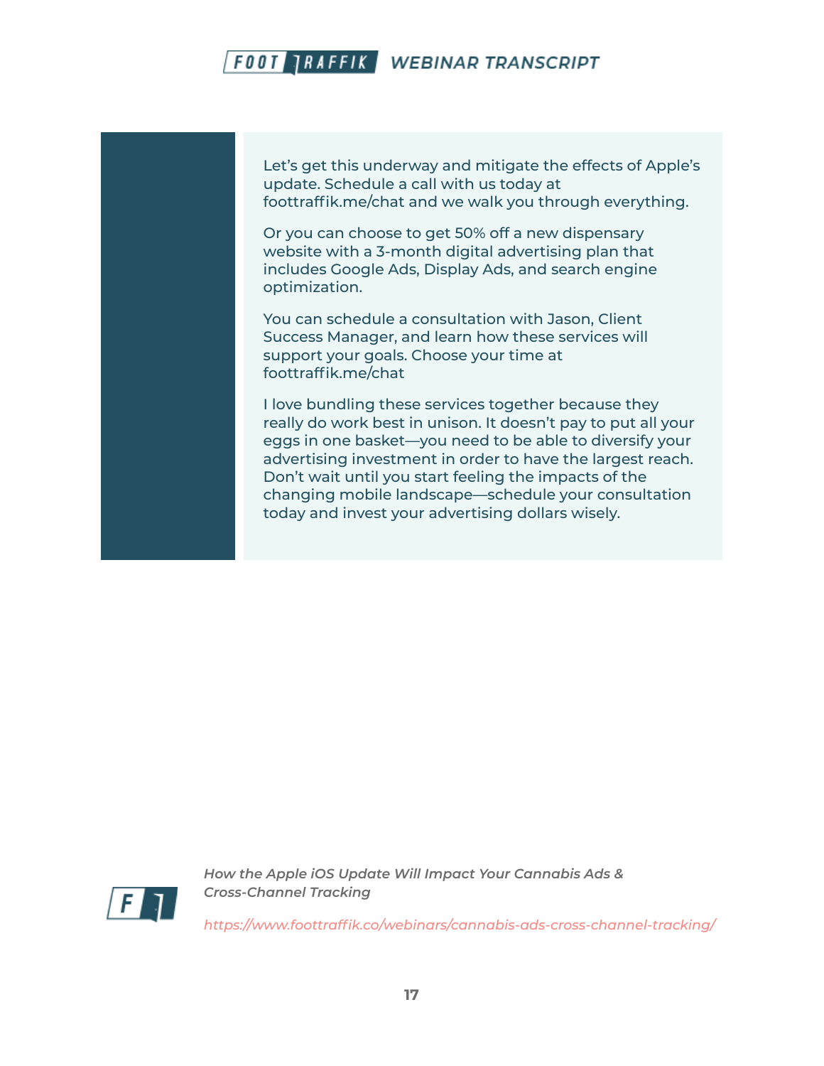Let's get this underway and mitigate the effects of Apple's update. Schedule a call with us today at foottraffik.me/chat and we walk you through everything.

Or you can choose to get 50% off a new dispensary website with a 3-month digital advertising plan that includes Google Ads, Display Ads, and search engine optimization.

You can schedule a consultation with Jason, Client Success Manager, and learn how these services will support your goals. Choose your time at foottraffik.me/chat

I love bundling these services together because they really do work best in unison. It doesn't pay to put all your eggs in one basket—you need to be able to diversify your advertising investment in order to have the largest reach. Don't wait until you start feeling the impacts of the changing mobile landscape—schedule your consultation today and invest your advertising dollars wisely.